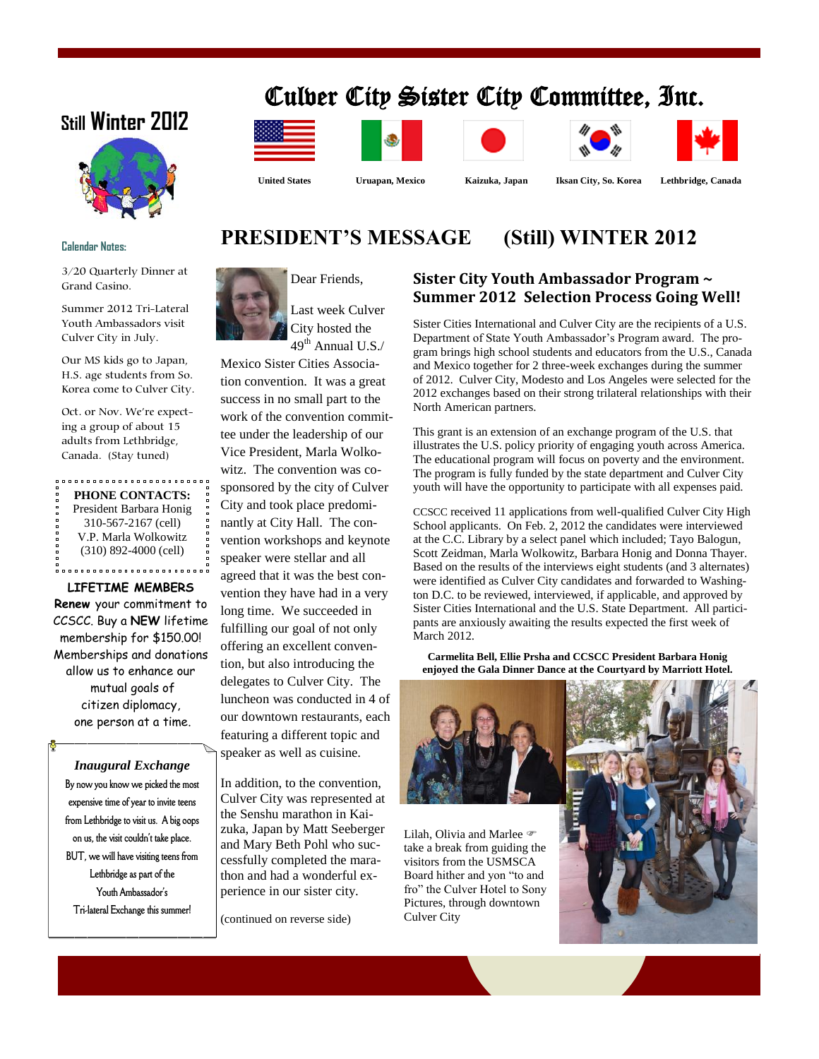# Culver City Sister City Committee, Inc.

United States | Uruapan, Mexico | Kaizuka, Japan | Iksan City, So. Korea | Lethbridge, Canada

## Still Winter 2012

**Calendar Notes:**

3/20 Quarterly Dinner at Grand Casino.

Summer 2012 Tri-Lateral Youth Ambassadors visit Culver City in July.

Our MS kids go to Japan, H.S. age students from So. Korea come to Culver City.

Oct. or Nov. We're expecting a group of about 15 adults from Lethbridge, Canada. (Stay tuned)

**PHONE CONTACTS:**
President Barbara Honig
310-567-2167 (cell)
V.P. Marla Wolkowitz
(310) 892-4000 (cell)

**LIFETIME MEMBERS**

**Renew** your commitment to CCSCC. Buy a **NEW** lifetime membership for $150.00! Memberships and donations allow us to enhance our mutual goals of citizen diplomacy, one person at a time.

***Inaugural Exchange***

By now you know we picked the most expensive time of year to invite teens from Lethbridge to visit us. A big oops on us, the visit couldn't take place. BUT, we will have visiting teens from Lethbridge as part of the Youth Ambassador's Tri-lateral Exchange this summer!

# PRESIDENT'S MESSAGE (Still) WINTER 2012

Dear Friends,

Last week Culver City hosted the 49th Annual U.S./Mexico Sister Cities Association convention. It was a great success in no small part to the work of the convention committee under the leadership of our Vice President, Marla Wolkowitz. The convention was co-sponsored by the city of Culver City and took place predominantly at City Hall. The convention workshops and keynote speaker were stellar and all agreed that it was the best convention they have had in a very long time. We succeeded in fulfilling our goal of not only offering an excellent convention, but also introducing the delegates to Culver City. The luncheon was conducted in 4 of our downtown restaurants, each featuring a different topic and speaker as well as cuisine.

In addition, to the convention, Culver City was represented at the Senshu marathon in Kaizuka, Japan by Matt Seeberger and Mary Beth Pohl who successfully completed the marathon and had a wonderful experience in our sister city.

(continued on reverse side)

## Sister City Youth Ambassador Program ~ Summer 2012 Selection Process Going Well!

Sister Cities International and Culver City are the recipients of a U.S. Department of State Youth Ambassador's Program award. The program brings high school students and educators from the U.S., Canada and Mexico together for 2 three-week exchanges during the summer of 2012. Culver City, Modesto and Los Angeles were selected for the 2012 exchanges based on their strong trilateral relationships with their North American partners.

This grant is an extension of an exchange program of the U.S. that illustrates the U.S. policy priority of engaging youth across America. The educational program will focus on poverty and the environment. The program is fully funded by the state department and Culver City youth will have the opportunity to participate with all expenses paid.

CCSCC received 11 applications from well-qualified Culver City High School applicants. On Feb. 2, 2012 the candidates were interviewed at the C.C. Library by a select panel which included; Tayo Balogun, Scott Zeidman, Marla Wolkowitz, Barbara Honig and Donna Thayer. Based on the results of the interviews eight students (and 3 alternates) were identified as Culver City candidates and forwarded to Washington D.C. to be reviewed, interviewed, if applicable, and approved by Sister Cities International and the U.S. State Department. All participants are anxiously awaiting the results expected the first week of March 2012.

**Carmelita Bell, Ellie Prsha and CCSCC President Barbara Honig enjoyed the Gala Dinner Dance at the Courtyard by Marriott Hotel.**

Lilah, Olivia and Marlee ☞ take a break from guiding the visitors from the USMSCA Board hither and yon "to and fro" the Culver Hotel to Sony Pictures, through downtown Culver City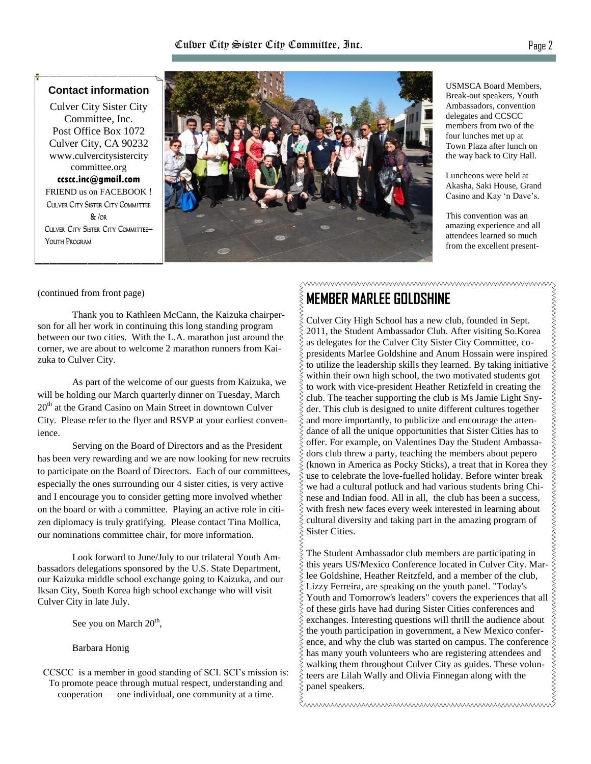## Contact information

Culver City Sister City Committee, Inc.
Post Office Box 1072
Culver City, CA 90232
www.culvercitysistercity committee.org
**ccscc.inc@gmail.com**
FRIEND us on FACEBOOK !
CULVER CITY SISTER CITY COMMITTEE
& /OR
CULVER CITY SISTER CITY COMMITTEE— YOUTH PROGRAM

USMSCA Board Members, Break-out speakers, Youth Ambassadors, convention delegates and CCSCC members from two of the four lunches met up at Town Plaza after lunch on the way back to City Hall.

Luncheons were held at Akasha, Saki House, Grand Casino and Kay 'n Dave's.

This convention was an amazing experience and all attendees learned so much from the excellent present-

(continued from front page)

Thank you to Kathleen McCann, the Kaizuka chairperson for all her work in continuing this long standing program between our two cities. With the L.A. marathon just around the corner, we are about to welcome 2 marathon runners from Kaizuka to Culver City.

As part of the welcome of our guests from Kaizuka, we will be holding our March quarterly dinner on Tuesday, March 20th at the Grand Casino on Main Street in downtown Culver City. Please refer to the flyer and RSVP at your earliest convenience.

Serving on the Board of Directors and as the President has been very rewarding and we are now looking for new recruits to participate on the Board of Directors. Each of our committees, especially the ones surrounding our 4 sister cities, is very active and I encourage you to consider getting more involved whether on the board or with a committee. Playing an active role in citizen diplomacy is truly gratifying. Please contact Tina Mollica, our nominations committee chair, for more information.

Look forward to June/July to our trilateral Youth Ambassadors delegations sponsored by the U.S. State Department, our Kaizuka middle school exchange going to Kaizuka, and our Iksan City, South Korea high school exchange who will visit Culver City in late July.

See you on March 20th,

Barbara Honig

CCSCC is a member in good standing of SCI. SCI's mission is: To promote peace through mutual respect, understanding and cooperation — one individual, one community at a time.

## MEMBER MARLEE GOLDSHINE

Culver City High School has a new club, founded in Sept. 2011, the Student Ambassador Club. After visiting So.Korea as delegates for the Culver City Sister City Committee, co-presidents Marlee Goldshine and Anum Hossain were inspired to utilize the leadership skills they learned. By taking initiative within their own high school, the two motivated students got to work with vice-president Heather Retizfeld in creating the club. The teacher supporting the club is Ms Jamie Light Snyder. This club is designed to unite different cultures together and more importantly, to publicize and encourage the attendance of all the unique opportunities that Sister Cities has to offer. For example, on Valentines Day the Student Ambassadors club threw a party, teaching the members about pepero (known in America as Pocky Sticks), a treat that in Korea they use to celebrate the love-fuelled holiday. Before winter break we had a cultural potluck and had various students bring Chinese and Indian food. All in all, the club has been a success, with fresh new faces every week interested in learning about cultural diversity and taking part in the amazing program of Sister Cities.

The Student Ambassador club members are participating in this years US/Mexico Conference located in Culver City. Marlee Goldshine, Heather Reitzfeld, and a member of the club, Lizzy Ferreira, are speaking on the youth panel. "Today's Youth and Tomorrow's leaders" covers the experiences that all of these girls have had during Sister Cities conferences and exchanges. Interesting questions will thrill the audience about the youth participation in government, a New Mexico conference, and why the club was started on campus. The conference has many youth volunteers who are registering attendees and walking them throughout Culver City as guides. These volunteers are Lilah Wally and Olivia Finnegan along with the panel speakers.